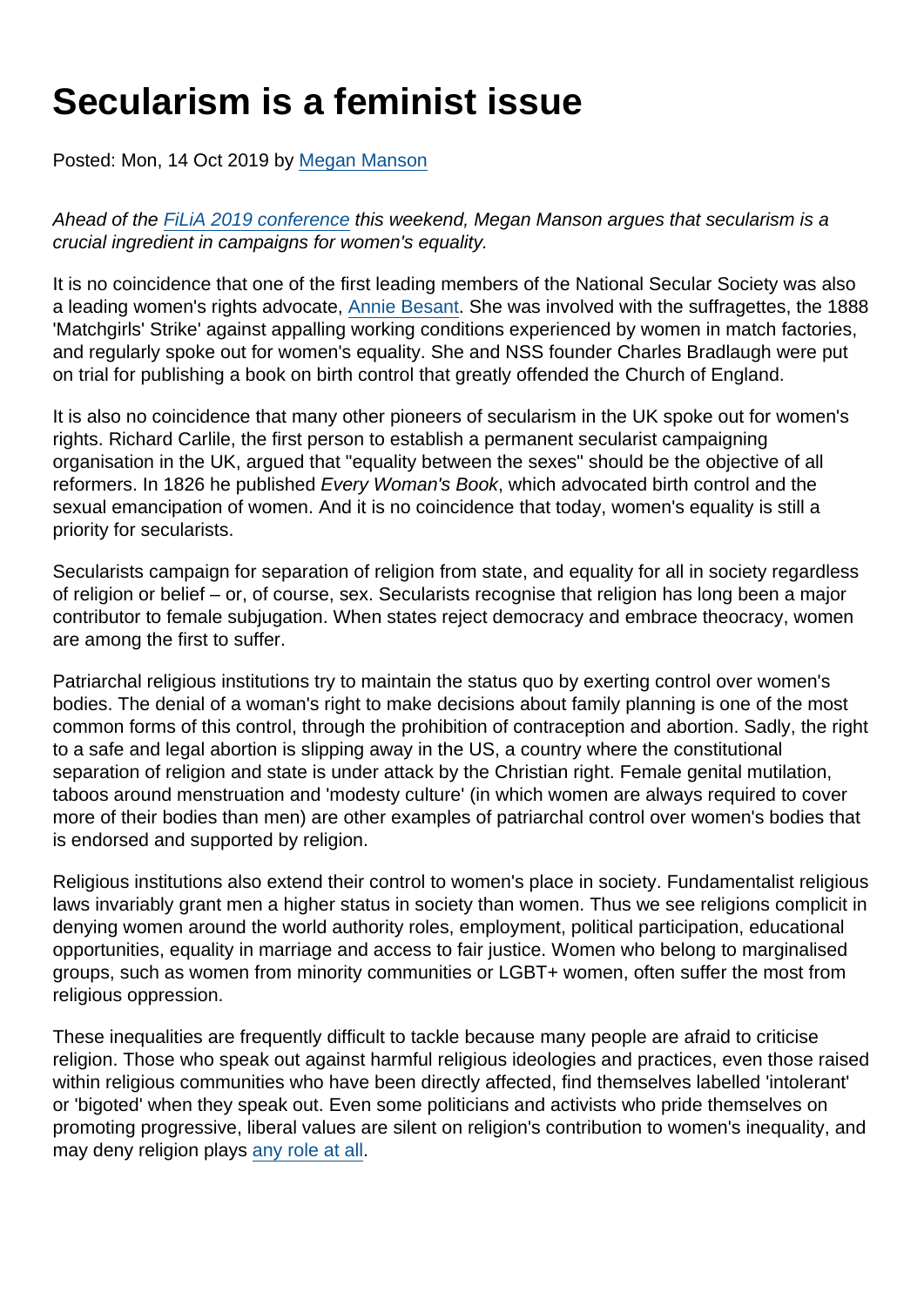# Secularism is a feminist issue

Posted: Mon, 14 Oct 2019 by Megan Manson

*Ahead of the FiLiA 2019 conference this weekend, Megan Manson argues that secularism is a crucial ingredient in campaigns for women's equality.*

It is no coincidence that one of the first leading members of the National Secular Society was also a leading women's rights advocate, Annie Besant. She was involved with the suffragettes, the 1888 'Matchgirls' Strike' against appalling working conditions experienced by women in match factories, and regularly spoke out for women's equality. She and NSS founder Charles Bradlaugh were put on trial for publishing a book on birth control that greatly offended the Church of England.

It is also no coincidence that many other pioneers of secularism in the UK spoke out for women's rights. Richard Carlile, the first person to establish a permanent secularist campaigning organisation in the UK, argued that "equality between the sexes" should be the objective of all reformers. In 1826 he published *Every Woman's Book*, which advocated birth control and the sexual emancipation of women. And it is no coincidence that today, women's equality is still a priority for secularists.

Secularists campaign for separation of religion from state, and equality for all in society regardless of religion or belief – or, of course, sex. Secularists recognise that religion has long been a major contributor to female subjugation. When states reject democracy and embrace theocracy, women are among the first to suffer.

Patriarchal religious institutions try to maintain the status quo by exerting control over women's bodies. The denial of a woman's right to make decisions about family planning is one of the most common forms of this control, through the prohibition of contraception and abortion. Sadly, the right to a safe and legal abortion is slipping away in the US, a country where the constitutional separation of religion and state is under attack by the Christian right. Female genital mutilation, taboos around menstruation and 'modesty culture' (in which women are always required to cover more of their bodies than men) are other examples of patriarchal control over women's bodies that is endorsed and supported by religion.

Religious institutions also extend their control to women's place in society. Fundamentalist religious laws invariably grant men a higher status in society than women. Thus we see religions complicit in denying women around the world authority roles, employment, political participation, educational opportunities, equality in marriage and access to fair justice. Women who belong to marginalised groups, such as women from minority communities or LGBT+ women, often suffer the most from religious oppression.

These inequalities are frequently difficult to tackle because many people are afraid to criticise religion. Those who speak out against harmful religious ideologies and practices, even those raised within religious communities who have been directly affected, find themselves labelled 'intolerant' or 'bigoted' when they speak out. Even some politicians and activists who pride themselves on promoting progressive, liberal values are silent on religion's contribution to women's inequality, and may deny religion plays any role at all.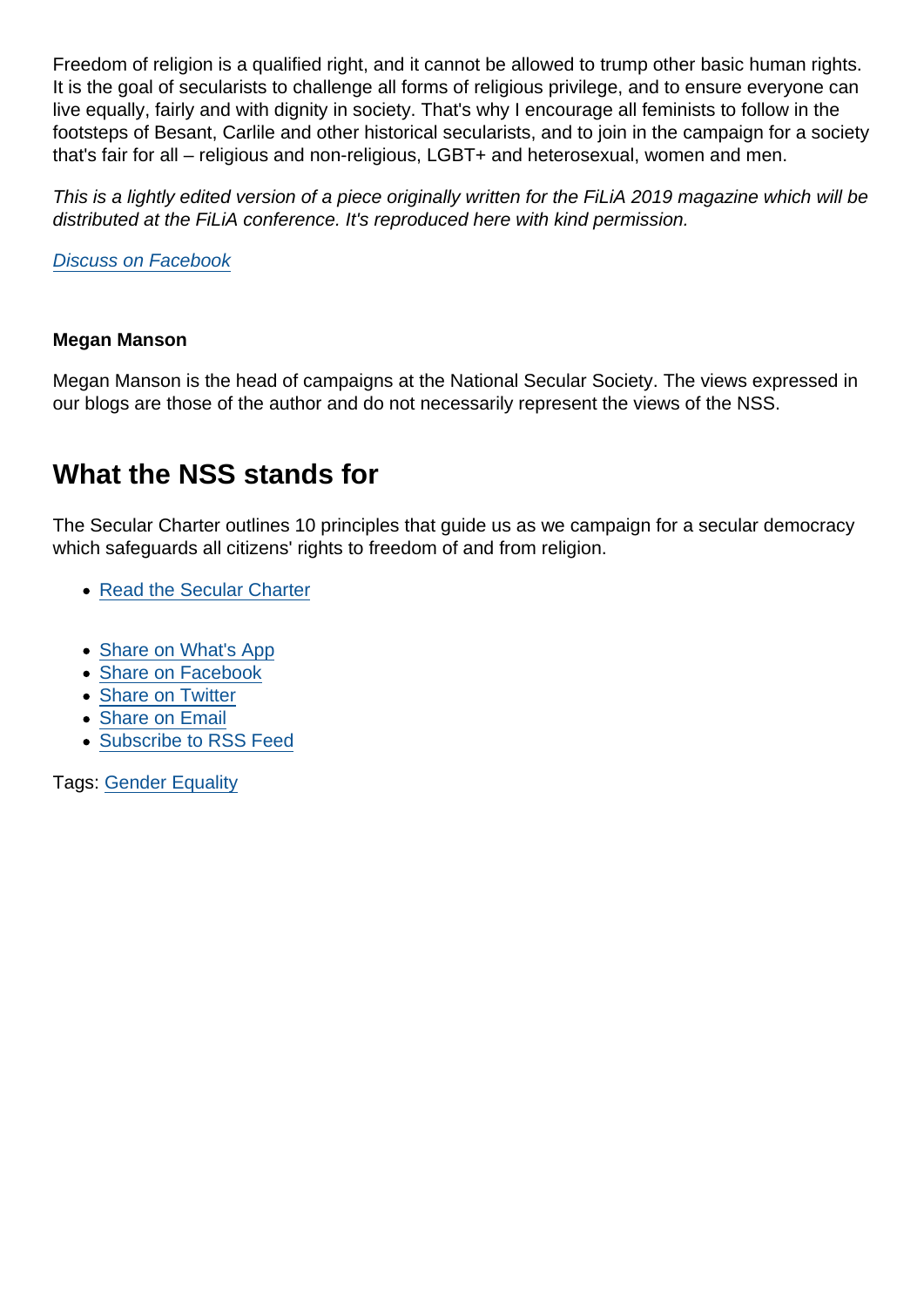Freedom of religion is a qualified right, and it cannot be allowed to trump other basic human rights. It is the goal of secularists to challenge all forms of religious privilege, and to ensure everyone can live equally, fairly and with dignity in society. That's why I encourage all feminists to follow in the footsteps of Besant, Carlile and other historical secularists, and to join in the campaign for a society that's fair for all – religious and non-religious, LGBT+ and heterosexual, women and men.

*This is a lightly edited version of a piece originally written for the FiLiA 2019 magazine which will be distributed at the FiLiA conference. It's reproduced here with kind permission.*

Discuss on Facebook

**Megan Manson**

Megan Manson is the head of campaigns at the National Secular Society. The views expressed in our blogs are those of the author and do not necessarily represent the views of the NSS.

## What the NSS stands for

The Secular Charter outlines 10 principles that guide us as we campaign for a secular democracy which safeguards all citizens' rights to freedom of and from religion.

- Read the Secular Charter

- Share on What's App
- Share on Facebook
- Share on Twitter
- Share on Email
- Subscribe to RSS Feed

Tags: Gender Equality